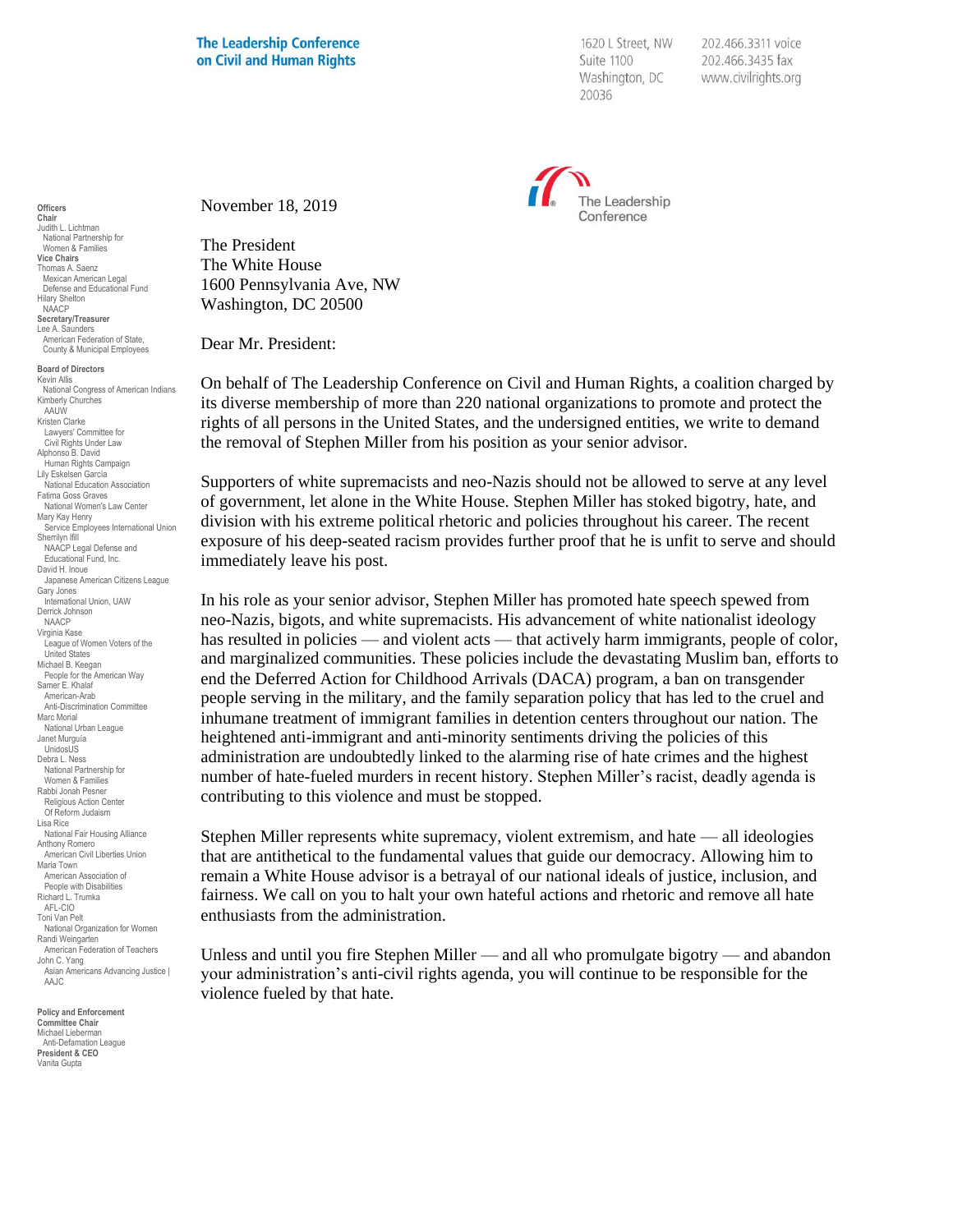**The Leadership Conference on Civil and Human Rights**

1620 L Street, NW
Suite 1100
Washington, DC
20036

202.466.3311 voice
202.466.3435 fax
www.civilrights.org

**Officers**
**Chair**
Judith L. Lichtman
National Partnership for Women & Families
**Vice Chairs**
Thomas A. Saenz
Mexican American Legal Defense and Educational Fund
Hilary Shelton
NAACP
**Secretary/Treasurer**
Lee A. Saunders
American Federation of State, County & Municipal Employees

**Board of Directors**
Kevin Allis
National Congress of American Indians
Kimberly Churches
AAUW
Kristen Clarke
Lawyers' Committee for Civil Rights Under Law
Alphonso B. David
Human Rights Campaign
Lily Eskelsen García
National Education Association
Fatima Goss Graves
National Women's Law Center
Mary Kay Henry
Service Employees International Union
Sherrilyn Ifill
NAACP Legal Defense and Educational Fund, Inc.
David H. Inoue
Japanese American Citizens League
Gary Jones
International Union, UAW
Derrick Johnson
NAACP
Virginia Kase
League of Women Voters of the United States
Michael B. Keegan
People for the American Way
Samer E. Khalaf
American-Arab Anti-Discrimination Committee
Marc Morial
National Urban League
Janet Murguía
UnidosUS
Debra L. Ness
National Partnership for Women & Families
Rabbi Jonah Pesner
Religious Action Center Of Reform Judaism
Lisa Rice
National Fair Housing Alliance
Anthony Romero
American Civil Liberties Union
Maria Town
American Association of People with Disabilities
Richard L. Trumka
AFL-CIO
Toni Van Pelt
National Organization for Women
Randi Weingarten
American Federation of Teachers
John C. Yang
Asian Americans Advancing Justice | AAJC

**Policy and Enforcement Committee Chair**
Michael Lieberman
Anti-Defamation League
**President & CEO**
Vanita Gupta

The Leadership Conference

November 18, 2019

The President
The White House
1600 Pennsylvania Ave, NW
Washington, DC 20500

Dear Mr. President:

On behalf of The Leadership Conference on Civil and Human Rights, a coalition charged by its diverse membership of more than 220 national organizations to promote and protect the rights of all persons in the United States, and the undersigned entities, we write to demand the removal of Stephen Miller from his position as your senior advisor.

Supporters of white supremacists and neo-Nazis should not be allowed to serve at any level of government, let alone in the White House. Stephen Miller has stoked bigotry, hate, and division with his extreme political rhetoric and policies throughout his career. The recent exposure of his deep-seated racism provides further proof that he is unfit to serve and should immediately leave his post.

In his role as your senior advisor, Stephen Miller has promoted hate speech spewed from neo-Nazis, bigots, and white supremacists. His advancement of white nationalist ideology has resulted in policies — and violent acts — that actively harm immigrants, people of color, and marginalized communities. These policies include the devastating Muslim ban, efforts to end the Deferred Action for Childhood Arrivals (DACA) program, a ban on transgender people serving in the military, and the family separation policy that has led to the cruel and inhumane treatment of immigrant families in detention centers throughout our nation. The heightened anti-immigrant and anti-minority sentiments driving the policies of this administration are undoubtedly linked to the alarming rise of hate crimes and the highest number of hate-fueled murders in recent history. Stephen Miller's racist, deadly agenda is contributing to this violence and must be stopped.

Stephen Miller represents white supremacy, violent extremism, and hate — all ideologies that are antithetical to the fundamental values that guide our democracy. Allowing him to remain a White House advisor is a betrayal of our national ideals of justice, inclusion, and fairness. We call on you to halt your own hateful actions and rhetoric and remove all hate enthusiasts from the administration.

Unless and until you fire Stephen Miller — and all who promulgate bigotry — and abandon your administration's anti-civil rights agenda, you will continue to be responsible for the violence fueled by that hate.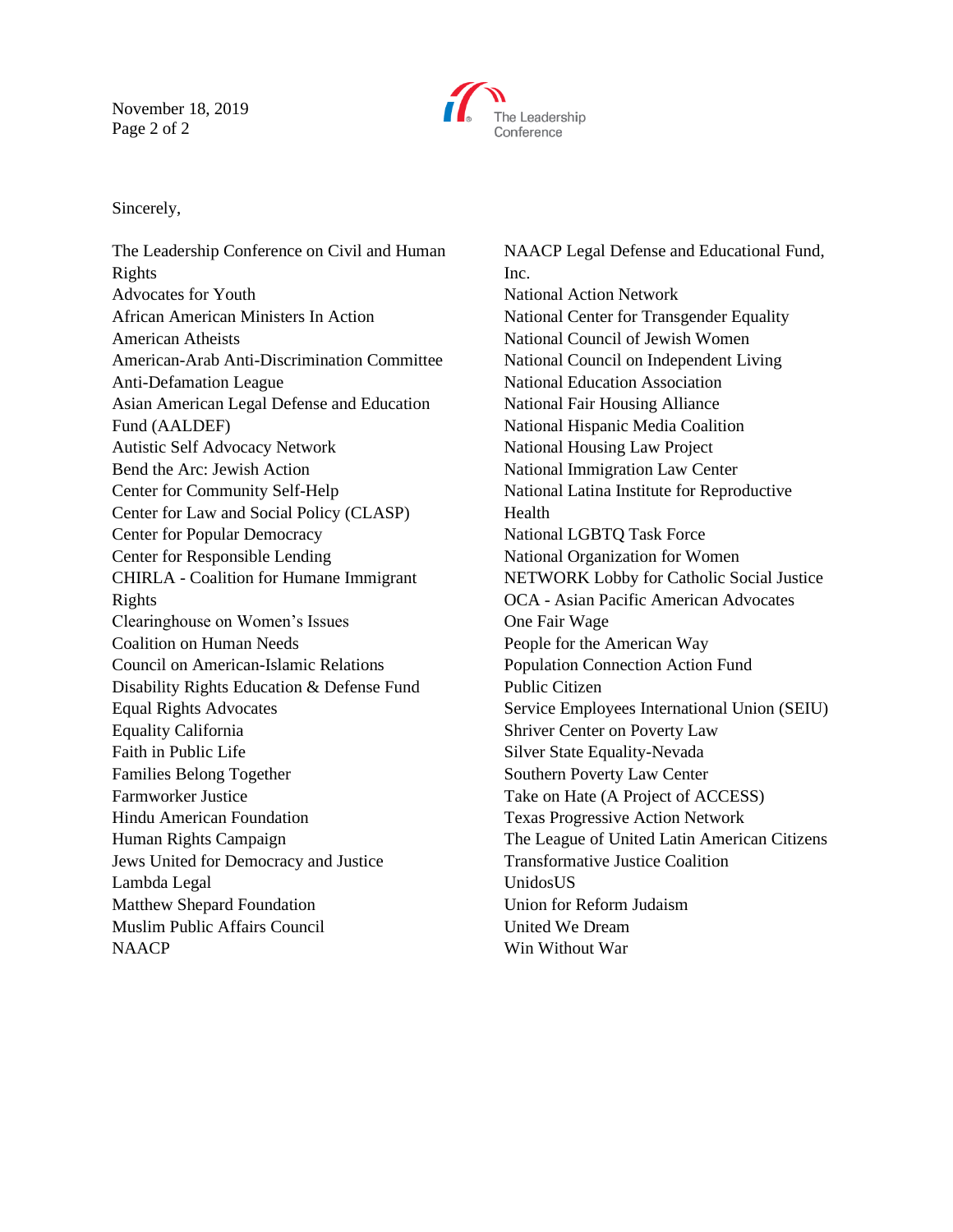Sincerely,

The Leadership Conference on Civil and Human Rights
Advocates for Youth
African American Ministers In Action
American Atheists
American-Arab Anti-Discrimination Committee
Anti-Defamation League
Asian American Legal Defense and Education Fund (AALDEF)
Autistic Self Advocacy Network
Bend the Arc: Jewish Action
Center for Community Self-Help
Center for Law and Social Policy (CLASP)
Center for Popular Democracy
Center for Responsible Lending
CHIRLA - Coalition for Humane Immigrant Rights
Clearinghouse on Women's Issues
Coalition on Human Needs
Council on American-Islamic Relations
Disability Rights Education & Defense Fund
Equal Rights Advocates
Equality California
Faith in Public Life
Families Belong Together
Farmworker Justice
Hindu American Foundation
Human Rights Campaign
Jews United for Democracy and Justice
Lambda Legal
Matthew Shepard Foundation
Muslim Public Affairs Council
NAACP
NAACP Legal Defense and Educational Fund, Inc.
National Action Network
National Center for Transgender Equality
National Council of Jewish Women
National Council on Independent Living
National Education Association
National Fair Housing Alliance
National Hispanic Media Coalition
National Housing Law Project
National Immigration Law Center
National Latina Institute for Reproductive Health
National LGBTQ Task Force
National Organization for Women
NETWORK Lobby for Catholic Social Justice
OCA - Asian Pacific American Advocates
One Fair Wage
People for the American Way
Population Connection Action Fund
Public Citizen
Service Employees International Union (SEIU)
Shriver Center on Poverty Law
Silver State Equality-Nevada
Southern Poverty Law Center
Take on Hate (A Project of ACCESS)
Texas Progressive Action Network
The League of United Latin American Citizens
Transformative Justice Coalition
UnidosUS
Union for Reform Judaism
United We Dream
Win Without War